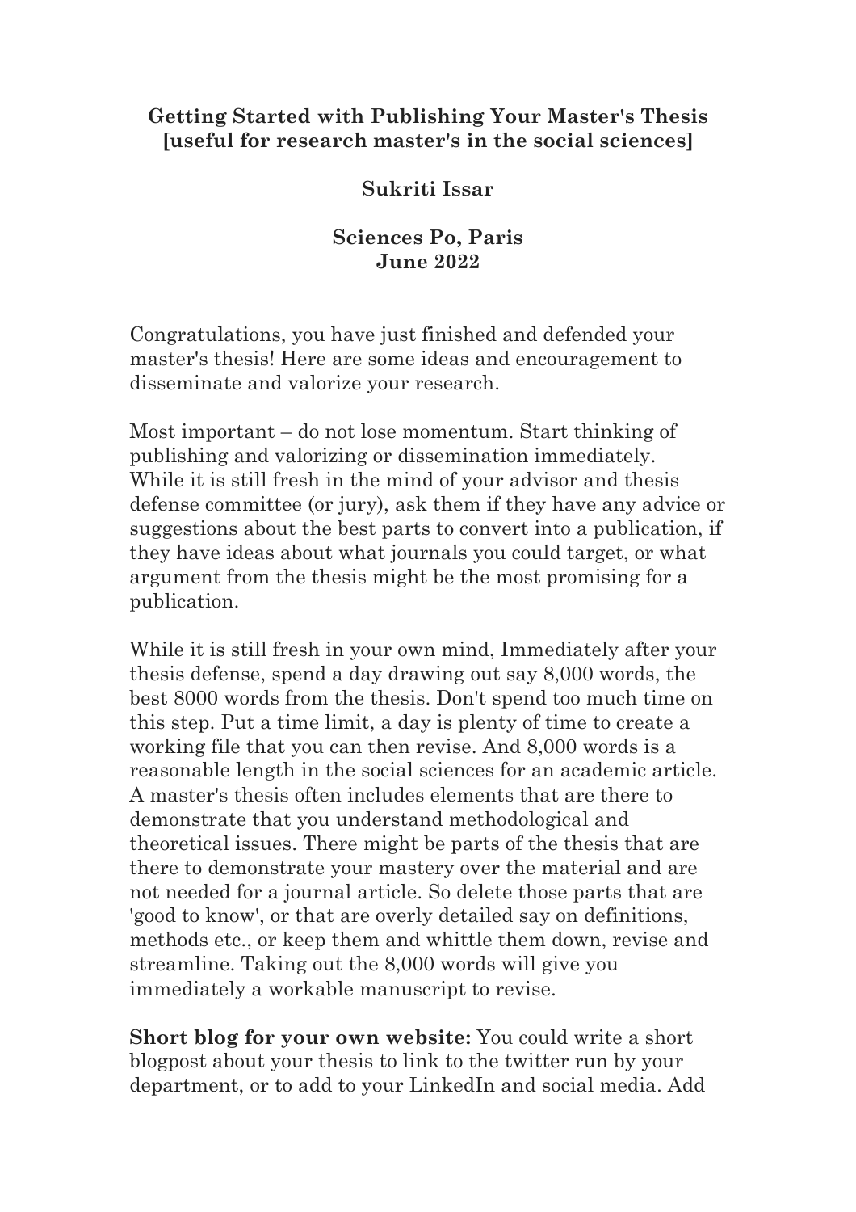**Getting Started with Publishing Your Master's Thesis [useful for research master's in the social sciences]**

**Sukriti Issar**

**Sciences Po, Paris**
**June 2022**

Congratulations, you have just finished and defended your master's thesis! Here are some ideas and encouragement to disseminate and valorize your research.

Most important – do not lose momentum. Start thinking of publishing and valorizing or dissemination immediately. While it is still fresh in the mind of your advisor and thesis defense committee (or jury), ask them if they have any advice or suggestions about the best parts to convert into a publication, if they have ideas about what journals you could target, or what argument from the thesis might be the most promising for a publication.

While it is still fresh in your own mind, Immediately after your thesis defense, spend a day drawing out say 8,000 words, the best 8000 words from the thesis. Don't spend too much time on this step. Put a time limit, a day is plenty of time to create a working file that you can then revise. And 8,000 words is a reasonable length in the social sciences for an academic article. A master's thesis often includes elements that are there to demonstrate that you understand methodological and theoretical issues. There might be parts of the thesis that are there to demonstrate your mastery over the material and are not needed for a journal article. So delete those parts that are 'good to know', or that are overly detailed say on definitions, methods etc., or keep them and whittle them down, revise and streamline. Taking out the 8,000 words will give you immediately a workable manuscript to revise.

**Short blog for your own website:** You could write a short blogpost about your thesis to link to the twitter run by your department, or to add to your LinkedIn and social media. Add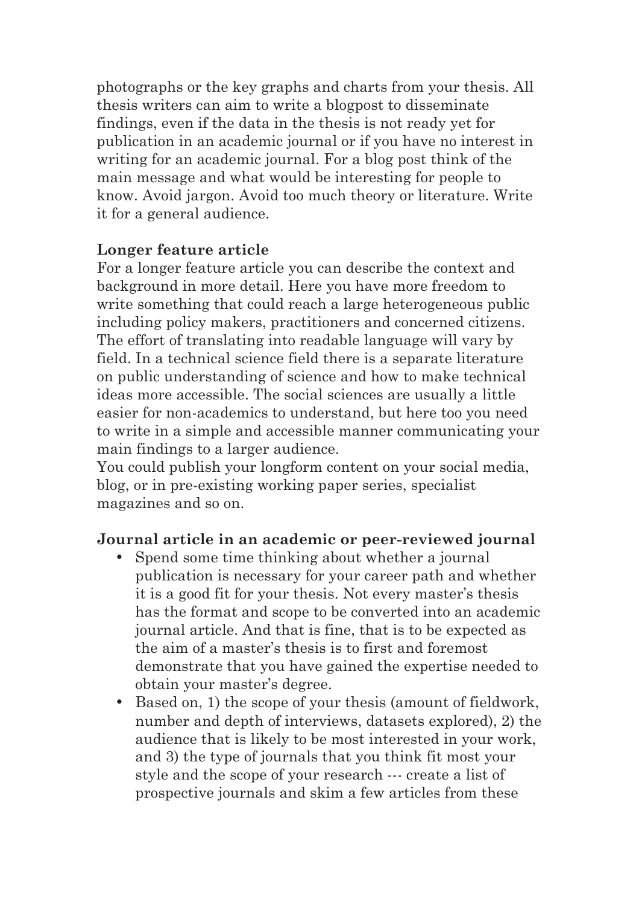photographs or the key graphs and charts from your thesis. All thesis writers can aim to write a blogpost to disseminate findings, even if the data in the thesis is not ready yet for publication in an academic journal or if you have no interest in writing for an academic journal. For a blog post think of the main message and what would be interesting for people to know. Avoid jargon. Avoid too much theory or literature. Write it for a general audience.

**Longer feature article**

For a longer feature article you can describe the context and background in more detail. Here you have more freedom to write something that could reach a large heterogeneous public including policy makers, practitioners and concerned citizens. The effort of translating into readable language will vary by field. In a technical science field there is a separate literature on public understanding of science and how to make technical ideas more accessible. The social sciences are usually a little easier for non-academics to understand, but here too you need to write in a simple and accessible manner communicating your main findings to a larger audience.

You could publish your longform content on your social media, blog, or in pre-existing working paper series, specialist magazines and so on.

**Journal article in an academic or peer-reviewed journal**

- Spend some time thinking about whether a journal publication is necessary for your career path and whether it is a good fit for your thesis. Not every master's thesis has the format and scope to be converted into an academic journal article. And that is fine, that is to be expected as the aim of a master's thesis is to first and foremost demonstrate that you have gained the expertise needed to obtain your master's degree.
- Based on, 1) the scope of your thesis (amount of fieldwork, number and depth of interviews, datasets explored), 2) the audience that is likely to be most interested in your work, and 3) the type of journals that you think fit most your style and the scope of your research --- create a list of prospective journals and skim a few articles from these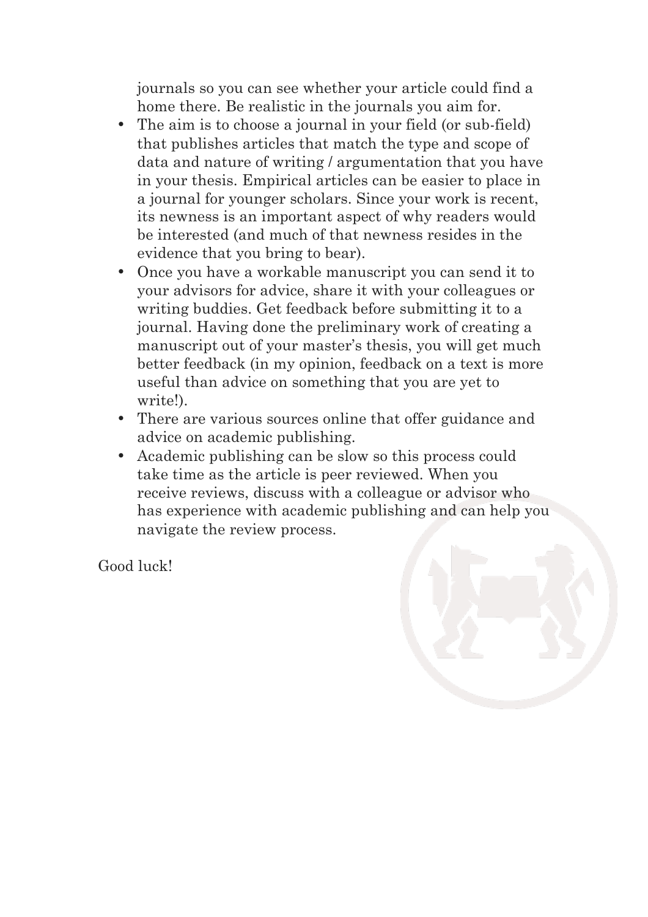journals so you can see whether your article could find a home there. Be realistic in the journals you aim for.

- The aim is to choose a journal in your field (or sub-field) that publishes articles that match the type and scope of data and nature of writing / argumentation that you have in your thesis. Empirical articles can be easier to place in a journal for younger scholars. Since your work is recent, its newness is an important aspect of why readers would be interested (and much of that newness resides in the evidence that you bring to bear).
- Once you have a workable manuscript you can send it to your advisors for advice, share it with your colleagues or writing buddies. Get feedback before submitting it to a journal. Having done the preliminary work of creating a manuscript out of your master's thesis, you will get much better feedback (in my opinion, feedback on a text is more useful than advice on something that you are yet to write!).
- There are various sources online that offer guidance and advice on academic publishing.
- Academic publishing can be slow so this process could take time as the article is peer reviewed. When you receive reviews, discuss with a colleague or advisor who has experience with academic publishing and can help you navigate the review process.

Good luck!